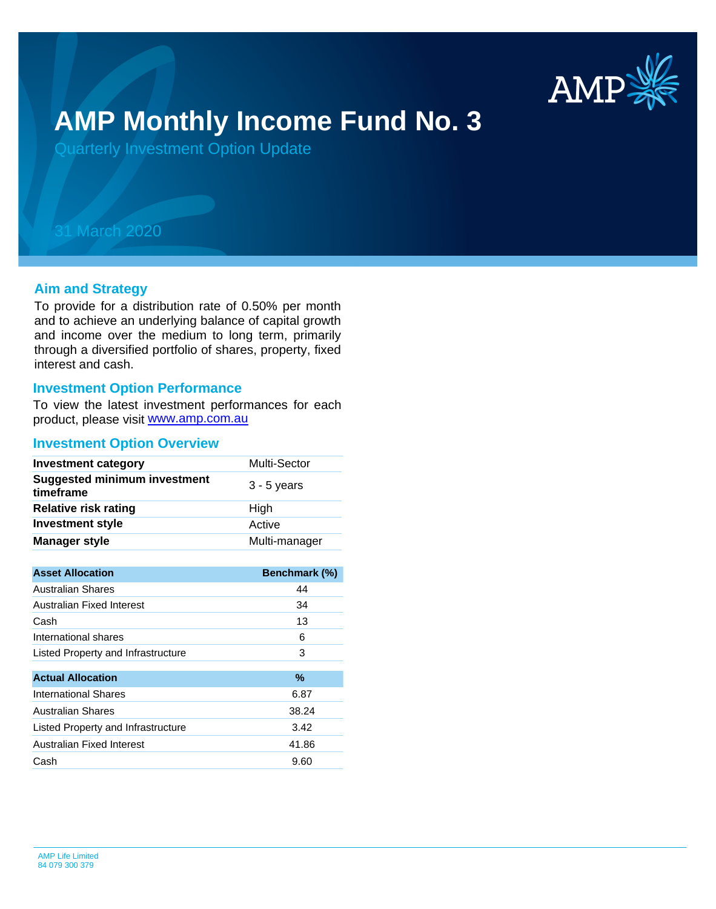# AMP Monthly Income Fund No. 3

Quarterly Investment Option Update

31 March 2020

## Aim and Strategy

To provide for a distribution rate of 0.50% per month and to achieve an underlying balance of capital growth and income over the medium to long term, primarily through a diversified portfolio of shares, property, fixed interest and cash.

## Investment Option Performance

To view the latest investment performances for each product, please visit www.amp.com.au

## Investment Option Overview

| | |
|---|---|
| **Investment category** | Multi-Sector |
| **Suggested minimum investment timeframe** | 3 - 5 years |
| **Relative risk rating** | High |
| **Investment style** | Active |
| **Manager style** | Multi-manager |

| Asset Allocation | Benchmark (%) |
|---|---|
| Australian Shares | 44 |
| Australian Fixed Interest | 34 |
| Cash | 13 |
| International shares | 6 |
| Listed Property and Infrastructure | 3 |

| Actual Allocation | % |
|---|---|
| International Shares | 6.87 |
| Australian Shares | 38.24 |
| Listed Property and Infrastructure | 3.42 |
| Australian Fixed Interest | 41.86 |
| Cash | 9.60 |

AMP Life Limited
84 079 300 379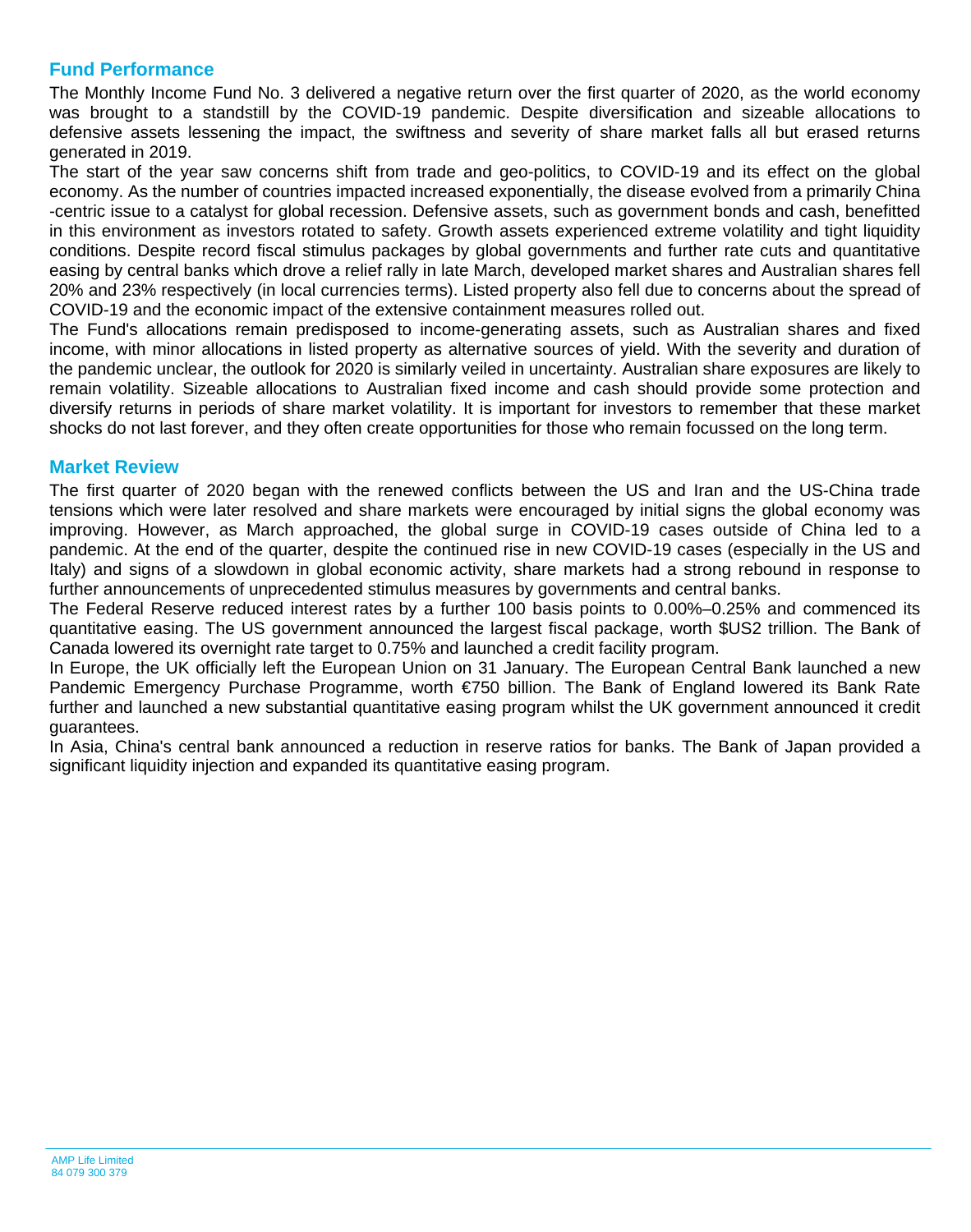## Fund Performance

The Monthly Income Fund No. 3 delivered a negative return over the first quarter of 2020, as the world economy was brought to a standstill by the COVID-19 pandemic. Despite diversification and sizeable allocations to defensive assets lessening the impact, the swiftness and severity of share market falls all but erased returns generated in 2019.

The start of the year saw concerns shift from trade and geo-politics, to COVID-19 and its effect on the global economy. As the number of countries impacted increased exponentially, the disease evolved from a primarily China -centric issue to a catalyst for global recession. Defensive assets, such as government bonds and cash, benefitted in this environment as investors rotated to safety. Growth assets experienced extreme volatility and tight liquidity conditions. Despite record fiscal stimulus packages by global governments and further rate cuts and quantitative easing by central banks which drove a relief rally in late March, developed market shares and Australian shares fell 20% and 23% respectively (in local currencies terms). Listed property also fell due to concerns about the spread of COVID-19 and the economic impact of the extensive containment measures rolled out.

The Fund's allocations remain predisposed to income-generating assets, such as Australian shares and fixed income, with minor allocations in listed property as alternative sources of yield. With the severity and duration of the pandemic unclear, the outlook for 2020 is similarly veiled in uncertainty. Australian share exposures are likely to remain volatility. Sizeable allocations to Australian fixed income and cash should provide some protection and diversify returns in periods of share market volatility. It is important for investors to remember that these market shocks do not last forever, and they often create opportunities for those who remain focussed on the long term.

## Market Review

The first quarter of 2020 began with the renewed conflicts between the US and Iran and the US-China trade tensions which were later resolved and share markets were encouraged by initial signs the global economy was improving. However, as March approached, the global surge in COVID-19 cases outside of China led to a pandemic. At the end of the quarter, despite the continued rise in new COVID-19 cases (especially in the US and Italy) and signs of a slowdown in global economic activity, share markets had a strong rebound in response to further announcements of unprecedented stimulus measures by governments and central banks.

The Federal Reserve reduced interest rates by a further 100 basis points to 0.00%–0.25% and commenced its quantitative easing. The US government announced the largest fiscal package, worth $US2 trillion. The Bank of Canada lowered its overnight rate target to 0.75% and launched a credit facility program.

In Europe, the UK officially left the European Union on 31 January. The European Central Bank launched a new Pandemic Emergency Purchase Programme, worth €750 billion. The Bank of England lowered its Bank Rate further and launched a new substantial quantitative easing program whilst the UK government announced it credit guarantees.

In Asia, China's central bank announced a reduction in reserve ratios for banks. The Bank of Japan provided a significant liquidity injection and expanded its quantitative easing program.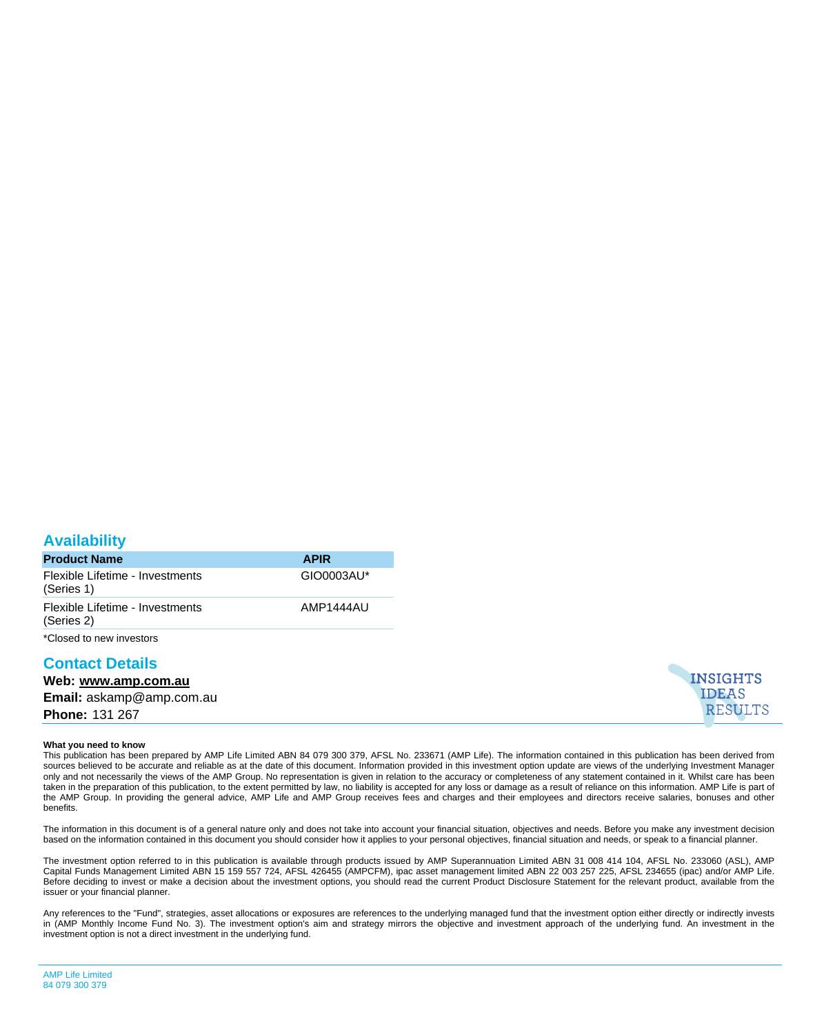## Availability

| Product Name | APIR |
| --- | --- |
| Flexible Lifetime - Investments (Series 1) | GIO0003AU* |
| Flexible Lifetime - Investments (Series 2) | AMP1444AU |

*Closed to new investors

## Contact Details

**Web:** **www.amp.com.au**
**Email:** askamp@amp.com.au
**Phone:** 131 267

INSIGHTS
IDEAS
RESULTS

**What you need to know**
This publication has been prepared by AMP Life Limited ABN 84 079 300 379, AFSL No. 233671 (AMP Life). The information contained in this publication has been derived from sources believed to be accurate and reliable as at the date of this document. Information provided in this investment option update are views of the underlying Investment Manager only and not necessarily the views of the AMP Group. No representation is given in relation to the accuracy or completeness of any statement contained in it. Whilst care has been taken in the preparation of this publication, to the extent permitted by law, no liability is accepted for any loss or damage as a result of reliance on this information. AMP Life is part of the AMP Group. In providing the general advice, AMP Life and AMP Group receives fees and charges and their employees and directors receive salaries, bonuses and other benefits.

The information in this document is of a general nature only and does not take into account your financial situation, objectives and needs. Before you make any investment decision based on the information contained in this document you should consider how it applies to your personal objectives, financial situation and needs, or speak to a financial planner.

The investment option referred to in this publication is available through products issued by AMP Superannuation Limited ABN 31 008 414 104, AFSL No. 233060 (ASL), AMP Capital Funds Management Limited ABN 15 159 557 724, AFSL 426455 (AMPCFM), ipac asset management limited ABN 22 003 257 225, AFSL 234655 (ipac) and/or AMP Life. Before deciding to invest or make a decision about the investment options, you should read the current Product Disclosure Statement for the relevant product, available from the issuer or your financial planner.

Any references to the "Fund", strategies, asset allocations or exposures are references to the underlying managed fund that the investment option either directly or indirectly invests in (AMP Monthly Income Fund No. 3). The investment option's aim and strategy mirrors the objective and investment approach of the underlying fund. An investment in the investment option is not a direct investment in the underlying fund.

AMP Life Limited
84 079 300 379